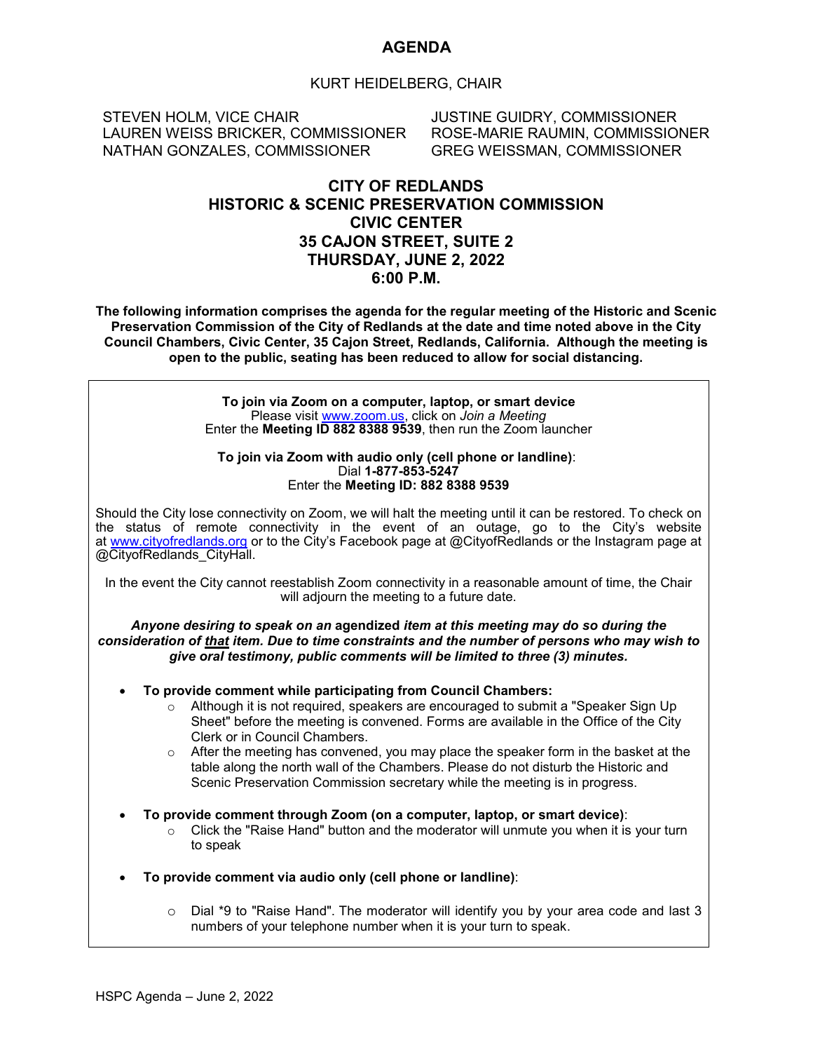# AGENDA

KURT HEIDELBERG, CHAIR

STEVEN HOLM, VICE CHAIR
LAUREN WEISS BRICKER, COMMISSIONER
NATHAN GONZALES, COMMISSIONER
JUSTINE GUIDRY, COMMISSIONER
ROSE-MARIE RAUMIN, COMMISSIONER
GREG WEISSMAN, COMMISSIONER

## CITY OF REDLANDS
## HISTORIC & SCENIC PRESERVATION COMMISSION
## CIVIC CENTER
## 35 CAJON STREET, SUITE 2
## THURSDAY, JUNE 2, 2022
## 6:00 P.M.

**The following information comprises the agenda for the regular meeting of the Historic and Scenic Preservation Commission of the City of Redlands at the date and time noted above in the City Council Chambers, Civic Center, 35 Cajon Street, Redlands, California. Although the meeting is open to the public, seating has been reduced to allow for social distancing.**

**To join via Zoom on a computer, laptop, or smart device**
Please visit www.zoom.us, click on *Join a Meeting*
Enter the **Meeting ID 882 8388 9539**, then run the Zoom launcher

**To join via Zoom with audio only (cell phone or landline)**:
Dial **1-877-853-5247**
Enter the **Meeting ID: 882 8388 9539**

Should the City lose connectivity on Zoom, we will halt the meeting until it can be restored. To check on the status of remote connectivity in the event of an outage, go to the City's website at www.cityofredlands.org or to the City's Facebook page at @CityofRedlands or the Instagram page at @CityofRedlands_CityHall.

In the event the City cannot reestablish Zoom connectivity in a reasonable amount of time, the Chair will adjourn the meeting to a future date.

***Anyone desiring to speak on an* agendized *item at this meeting may do so during the consideration of that item. Due to time constraints and the number of persons who may wish to give oral testimony, public comments will be limited to three (3) minutes.***

- **To provide comment while participating from Council Chambers:**
  - Although it is not required, speakers are encouraged to submit a "Speaker Sign Up Sheet" before the meeting is convened. Forms are available in the Office of the City Clerk or in Council Chambers.
  - After the meeting has convened, you may place the speaker form in the basket at the table along the north wall of the Chambers. Please do not disturb the Historic and Scenic Preservation Commission secretary while the meeting is in progress.

- **To provide comment through Zoom (on a computer, laptop, or smart device)**:
  - Click the "Raise Hand" button and the moderator will unmute you when it is your turn to speak

- **To provide comment via audio only (cell phone or landline)**:
  - Dial *9 to "Raise Hand". The moderator will identify you by your area code and last 3 numbers of your telephone number when it is your turn to speak.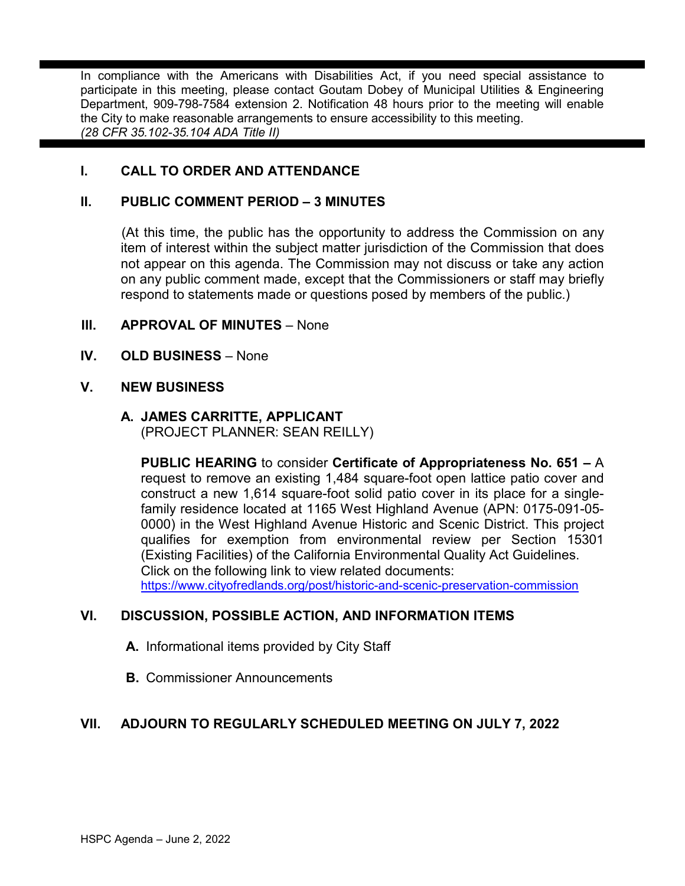In compliance with the Americans with Disabilities Act, if you need special assistance to participate in this meeting, please contact Goutam Dobey of Municipal Utilities & Engineering Department, 909-798-7584 extension 2. Notification 48 hours prior to the meeting will enable the City to make reasonable arrangements to ensure accessibility to this meeting.
*(28 CFR 35.102-35.104 ADA Title II)*

---

## I. CALL TO ORDER AND ATTENDANCE

## II. PUBLIC COMMENT PERIOD – 3 MINUTES

(At this time, the public has the opportunity to address the Commission on any item of interest within the subject matter jurisdiction of the Commission that does not appear on this agenda. The Commission may not discuss or take any action on any public comment made, except that the Commissioners or staff may briefly respond to statements made or questions posed by members of the public.)

## III. APPROVAL OF MINUTES – None

## IV. OLD BUSINESS – None

## V. NEW BUSINESS

### A. JAMES CARRITTE, APPLICANT

(PROJECT PLANNER: SEAN REILLY)

**PUBLIC HEARING** to consider **Certificate of Appropriateness No. 651 –** A request to remove an existing 1,484 square-foot open lattice patio cover and construct a new 1,614 square-foot solid patio cover in its place for a single-family residence located at 1165 West Highland Avenue (APN: 0175-091-05-0000) in the West Highland Avenue Historic and Scenic District. This project qualifies for exemption from environmental review per Section 15301 (Existing Facilities) of the California Environmental Quality Act Guidelines.
Click on the following link to view related documents:
https://www.cityofredlands.org/post/historic-and-scenic-preservation-commission

## VI. DISCUSSION, POSSIBLE ACTION, AND INFORMATION ITEMS

**A.** Informational items provided by City Staff

**B.** Commissioner Announcements

## VII. ADJOURN TO REGULARLY SCHEDULED MEETING ON JULY 7, 2022